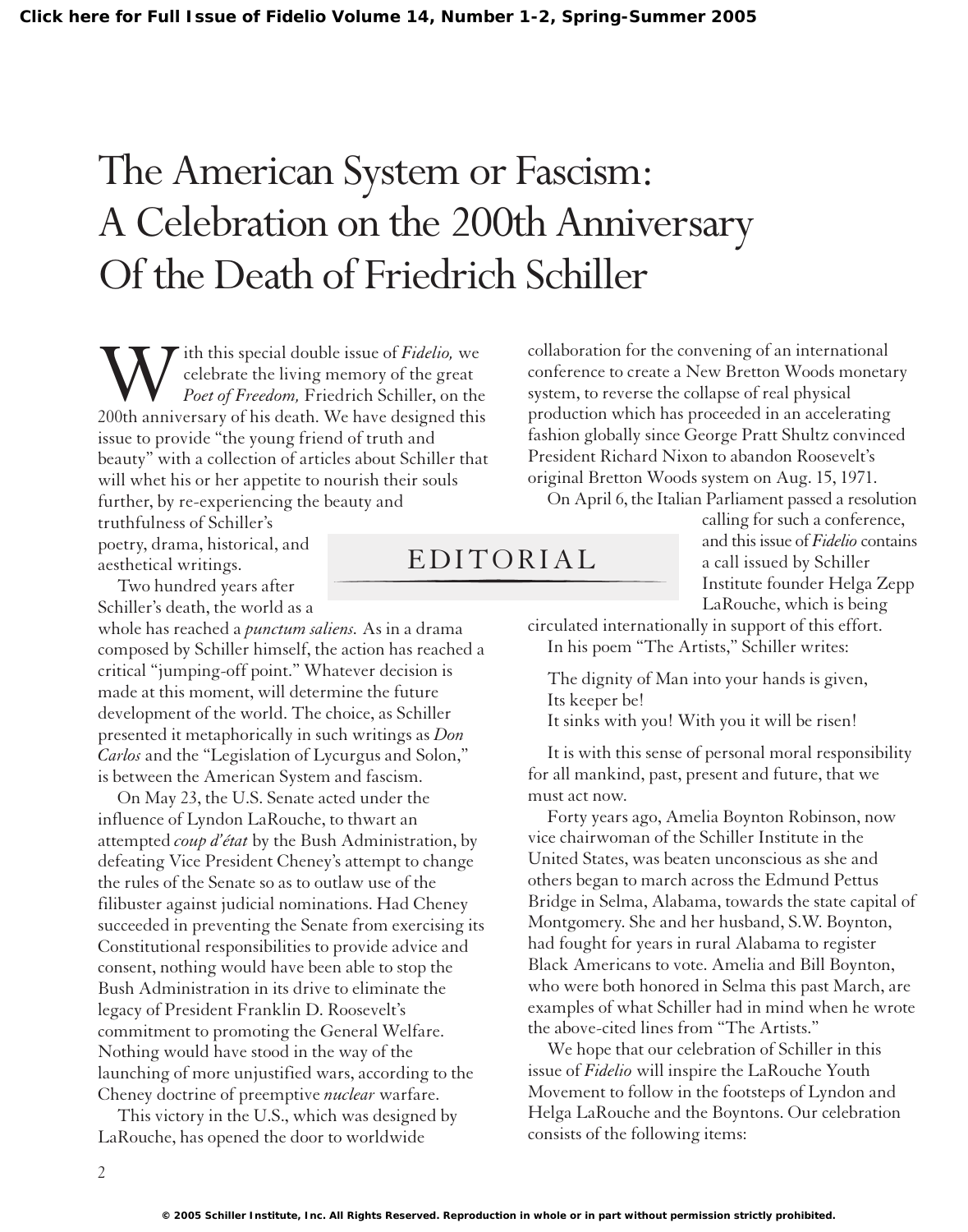# The American System or Fascism: A Celebration on the 200th Anniversary Of the Death of Friedrich Schiller

## EDITORIAL

With this special double issue of *Fidelio,* we celebrate the living memory of the great *Poet of Freedom,* Friedrich Schiller, on the 200th anniversary of his death. We have designed this issue to provide "the young friend of truth and beauty" with a collection of articles about Schiller that will whet his or her appetite to nourish their souls further, by re-experiencing the beauty and truthfulness of Schiller's poetry, drama, historical, and aesthetical writings.

Two hundred years after Schiller's death, the world as a whole has reached a *punctum saliens.* As in a drama composed by Schiller himself, the action has reached a critical "jumping-off point." Whatever decision is made at this moment, will determine the future development of the world. The choice, as Schiller presented it metaphorically in such writings as *Don Carlos* and the "Legislation of Lycurgus and Solon," is between the American System and fascism.

On May 23, the U.S. Senate acted under the influence of Lyndon LaRouche, to thwart an attempted *coup d'état* by the Bush Administration, by defeating Vice President Cheney's attempt to change the rules of the Senate so as to outlaw use of the filibuster against judicial nominations. Had Cheney succeeded in preventing the Senate from exercising its Constitutional responsibilities to provide advice and consent, nothing would have been able to stop the Bush Administration in its drive to eliminate the legacy of President Franklin D. Roosevelt's commitment to promoting the General Welfare. Nothing would have stood in the way of the launching of more unjustified wars, according to the Cheney doctrine of preemptive *nuclear* warfare.

This victory in the U.S., which was designed by LaRouche, has opened the door to worldwide collaboration for the convening of an international conference to create a New Bretton Woods monetary system, to reverse the collapse of real physical production which has proceeded in an accelerating fashion globally since George Pratt Shultz convinced President Richard Nixon to abandon Roosevelt's original Bretton Woods system on Aug. 15, 1971.

On April 6, the Italian Parliament passed a resolution calling for such a conference, and this issue of *Fidelio* contains a call issued by Schiller Institute founder Helga Zepp LaRouche, which is being circulated internationally in support of this effort.

In his poem "The Artists," Schiller writes:

> The dignity of Man into your hands is given,
> Its keeper be!
> It sinks with you! With you it will be risen!

It is with this sense of personal moral responsibility for all mankind, past, present and future, that we must act now.

Forty years ago, Amelia Boynton Robinson, now vice chairwoman of the Schiller Institute in the United States, was beaten unconscious as she and others began to march across the Edmund Pettus Bridge in Selma, Alabama, towards the state capital of Montgomery. She and her husband, S.W. Boynton, had fought for years in rural Alabama to register Black Americans to vote. Amelia and Bill Boynton, who were both honored in Selma this past March, are examples of what Schiller had in mind when he wrote the above-cited lines from "The Artists."

We hope that our celebration of Schiller in this issue of *Fidelio* will inspire the LaRouche Youth Movement to follow in the footsteps of Lyndon and Helga LaRouche and the Boyntons. Our celebration consists of the following items: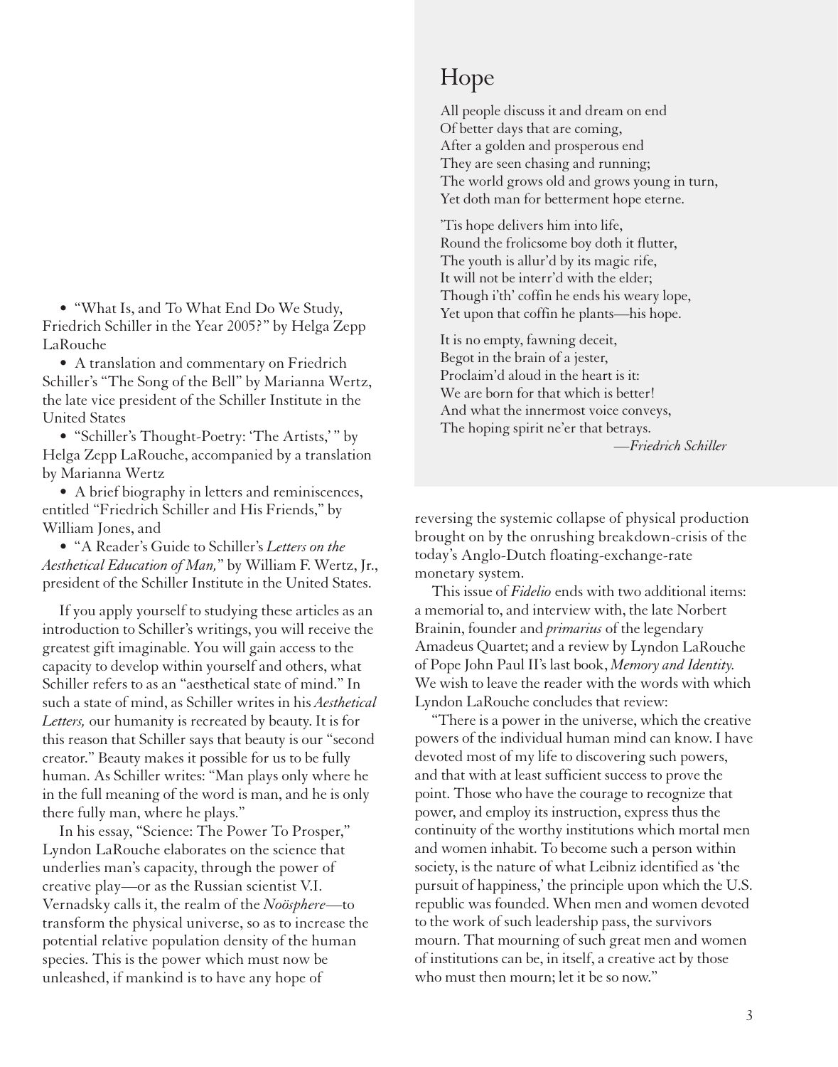- "What Is, and To What End Do We Study, Friedrich Schiller in the Year 2005?" by Helga Zepp LaRouche
- A translation and commentary on Friedrich Schiller's "The Song of the Bell" by Marianna Wertz, the late vice president of the Schiller Institute in the United States
- "Schiller's Thought-Poetry: 'The Artists,'" by Helga Zepp LaRouche, accompanied by a translation by Marianna Wertz
- A brief biography in letters and reminiscences, entitled "Friedrich Schiller and His Friends," by William Jones, and
- "A Reader's Guide to Schiller's *Letters on the Aesthetical Education of Man,*" by William F. Wertz, Jr., president of the Schiller Institute in the United States.

If you apply yourself to studying these articles as an introduction to Schiller's writings, you will receive the greatest gift imaginable. You will gain access to the capacity to develop within yourself and others, what Schiller refers to as an "aesthetical state of mind." In such a state of mind, as Schiller writes in his *Aesthetical Letters,* our humanity is recreated by beauty. It is for this reason that Schiller says that beauty is our "second creator." Beauty makes it possible for us to be fully human. As Schiller writes: "Man plays only where he in the full meaning of the word is man, and he is only there fully man, where he plays."

In his essay, "Science: The Power To Prosper," Lyndon LaRouche elaborates on the science that underlies man's capacity, through the power of creative play—or as the Russian scientist V.I. Vernadsky calls it, the realm of the *Noösphere*—to transform the physical universe, so as to increase the potential relative population density of the human species. This is the power which must now be unleashed, if mankind is to have any hope of reversing the systemic collapse of physical production brought on by the onrushing breakdown-crisis of the today's Anglo-Dutch floating-exchange-rate monetary system.

This issue of *Fidelio* ends with two additional items: a memorial to, and interview with, the late Norbert Brainin, founder and *primarius* of the legendary Amadeus Quartet; and a review by Lyndon LaRouche of Pope John Paul II's last book, *Memory and Identity.* We wish to leave the reader with the words with which Lyndon LaRouche concludes that review:

"There is a power in the universe, which the creative powers of the individual human mind can know. I have devoted most of my life to discovering such powers, and that with at least sufficient success to prove the point. Those who have the courage to recognize that power, and employ its instruction, express thus the continuity of the worthy institutions which mortal men and women inhabit. To become such a person within society, is the nature of what Leibniz identified as 'the pursuit of happiness,' the principle upon which the U.S. republic was founded. When men and women devoted to the work of such leadership pass, the survivors mourn. That mourning of such great men and women of institutions can be, in itself, a creative act by those who must then mourn; let it be so now."

## Hope

All people discuss it and dream on end
Of better days that are coming,
After a golden and prosperous end
They are seen chasing and running;
The world grows old and grows young in turn,
Yet doth man for betterment hope eterne.

'Tis hope delivers him into life,
Round the frolicsome boy doth it flutter,
The youth is allur'd by its magic rife,
It will not be interr'd with the elder;
Though i'th' coffin he ends his weary lope,
Yet upon that coffin he plants—his hope.

It is no empty, fawning deceit,
Begot in the brain of a jester,
Proclaim'd aloud in the heart is it:
We are born for that which is better!
And what the innermost voice conveys,
The hoping spirit ne'er that betrays.

*—Friedrich Schiller*